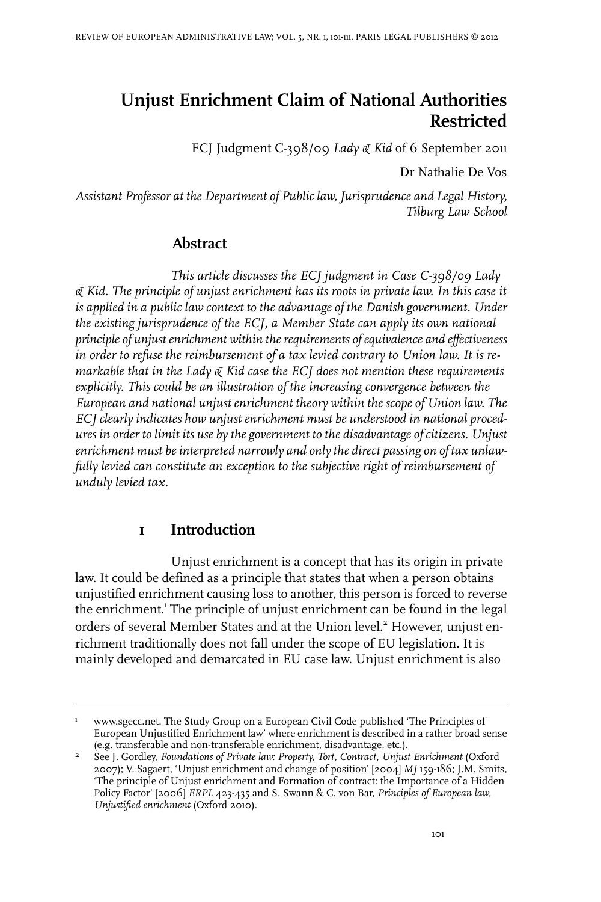# Unjust Enrichment Claim of National Authorities Restricted

ECJ Judgment C-398/09 *Lady & Kid* of 6 September 2011

Dr Nathalie De Vos

*Assistant Professor at the Department of Public law, Jurisprudence and Legal History, Tilburg Law School*

## Abstract

*This article discusses the ECJ judgment in Case C-398/09 Lady & Kid. The principle of unjust enrichment has its roots in private law. In this case it is applied in a public law context to the advantage of the Danish government. Under the existing jurisprudence of the ECJ, a Member State can apply its own national principle of unjust enrichment within the requirements of equivalence and effectiveness in order to refuse the reimbursement of a tax levied contrary to Union law. It is remarkable that in the Lady & Kid case the ECJ does not mention these requirements explicitly. This could be an illustration of the increasing convergence between the European and national unjust enrichment theory within the scope of Union law. The ECJ clearly indicates how unjust enrichment must be understood in national procedures in order to limit its use by the government to the disadvantage of citizens. Unjust enrichment must be interpreted narrowly and only the direct passing on of tax unlawfully levied can constitute an exception to the subjective right of reimbursement of unduly levied tax.*

## 1 Introduction

Unjust enrichment is a concept that has its origin in private law. It could be defined as a principle that states that when a person obtains unjustified enrichment causing loss to another, this person is forced to reverse the enrichment.[1] The principle of unjust enrichment can be found in the legal orders of several Member States and at the Union level.[2] However, unjust enrichment traditionally does not fall under the scope of EU legislation. It is mainly developed and demarcated in EU case law. Unjust enrichment is also

---

[1] www.sgecc.net. The Study Group on a European Civil Code published 'The Principles of European Unjustified Enrichment law' where enrichment is described in a rather broad sense (e.g. transferable and non-transferable enrichment, disadvantage, etc.).

[2] See J. Gordley, *Foundations of Private law: Property, Tort, Contract, Unjust Enrichment* (Oxford 2007); V. Sagaert, 'Unjust enrichment and change of position' [2004] *MJ* 159-186; J.M. Smits, 'The principle of Unjust enrichment and Formation of contract: the Importance of a Hidden Policy Factor' [2006] *ERPL* 423-435 and S. Swann & C. von Bar, *Principles of European law, Unjustified enrichment* (Oxford 2010).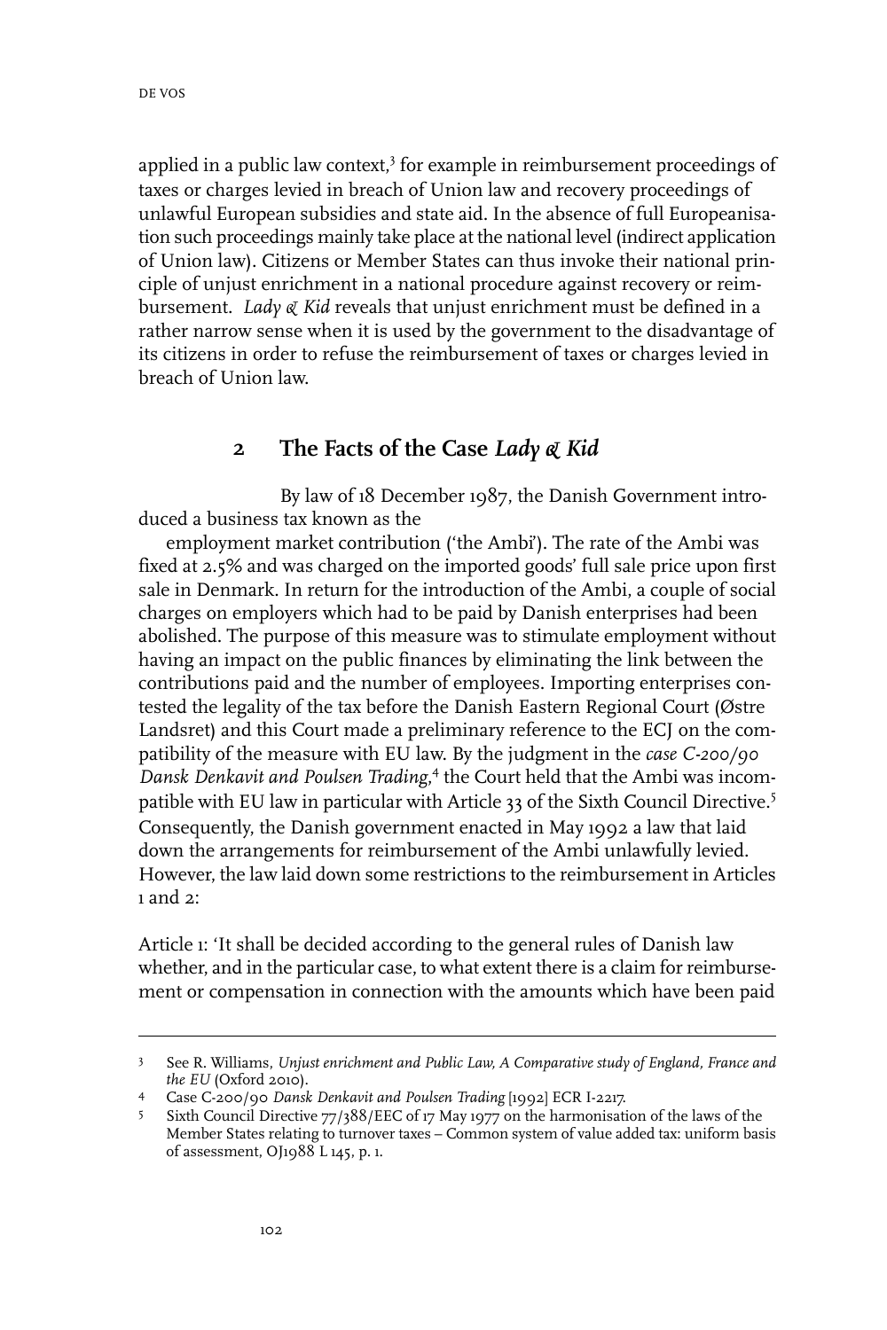applied in a public law context,[3] for example in reimbursement proceedings of taxes or charges levied in breach of Union law and recovery proceedings of unlawful European subsidies and state aid. In the absence of full Europeanisation such proceedings mainly take place at the national level (indirect application of Union law). Citizens or Member States can thus invoke their national principle of unjust enrichment in a national procedure against recovery or reimbursement. *Lady & Kid* reveals that unjust enrichment must be defined in a rather narrow sense when it is used by the government to the disadvantage of its citizens in order to refuse the reimbursement of taxes or charges levied in breach of Union law.

## 2 The Facts of the Case *Lady & Kid*

By law of 18 December 1987, the Danish Government introduced a business tax known as the employment market contribution ('the Ambi'). The rate of the Ambi was fixed at 2.5% and was charged on the imported goods' full sale price upon first sale in Denmark. In return for the introduction of the Ambi, a couple of social charges on employers which had to be paid by Danish enterprises had been abolished. The purpose of this measure was to stimulate employment without having an impact on the public finances by eliminating the link between the contributions paid and the number of employees. Importing enterprises contested the legality of the tax before the Danish Eastern Regional Court (Østre Landsret) and this Court made a preliminary reference to the ECJ on the compatibility of the measure with EU law. By the judgment in the *case C-200/90 Dansk Denkavit and Poulsen Trading*,[4] the Court held that the Ambi was incompatible with EU law in particular with Article 33 of the Sixth Council Directive.[5] Consequently, the Danish government enacted in May 1992 a law that laid down the arrangements for reimbursement of the Ambi unlawfully levied. However, the law laid down some restrictions to the reimbursement in Articles 1 and 2:

Article 1: 'It shall be decided according to the general rules of Danish law whether, and in the particular case, to what extent there is a claim for reimbursement or compensation in connection with the amounts which have been paid

---

3 See R. Williams, *Unjust enrichment and Public Law, A Comparative study of England, France and the EU* (Oxford 2010).

4 Case C-200/90 *Dansk Denkavit and Poulsen Trading* [1992] ECR I-2217.

5 Sixth Council Directive 77/388/EEC of 17 May 1977 on the harmonisation of the laws of the Member States relating to turnover taxes – Common system of value added tax: uniform basis of assessment, OJ1988 L 145, p. 1.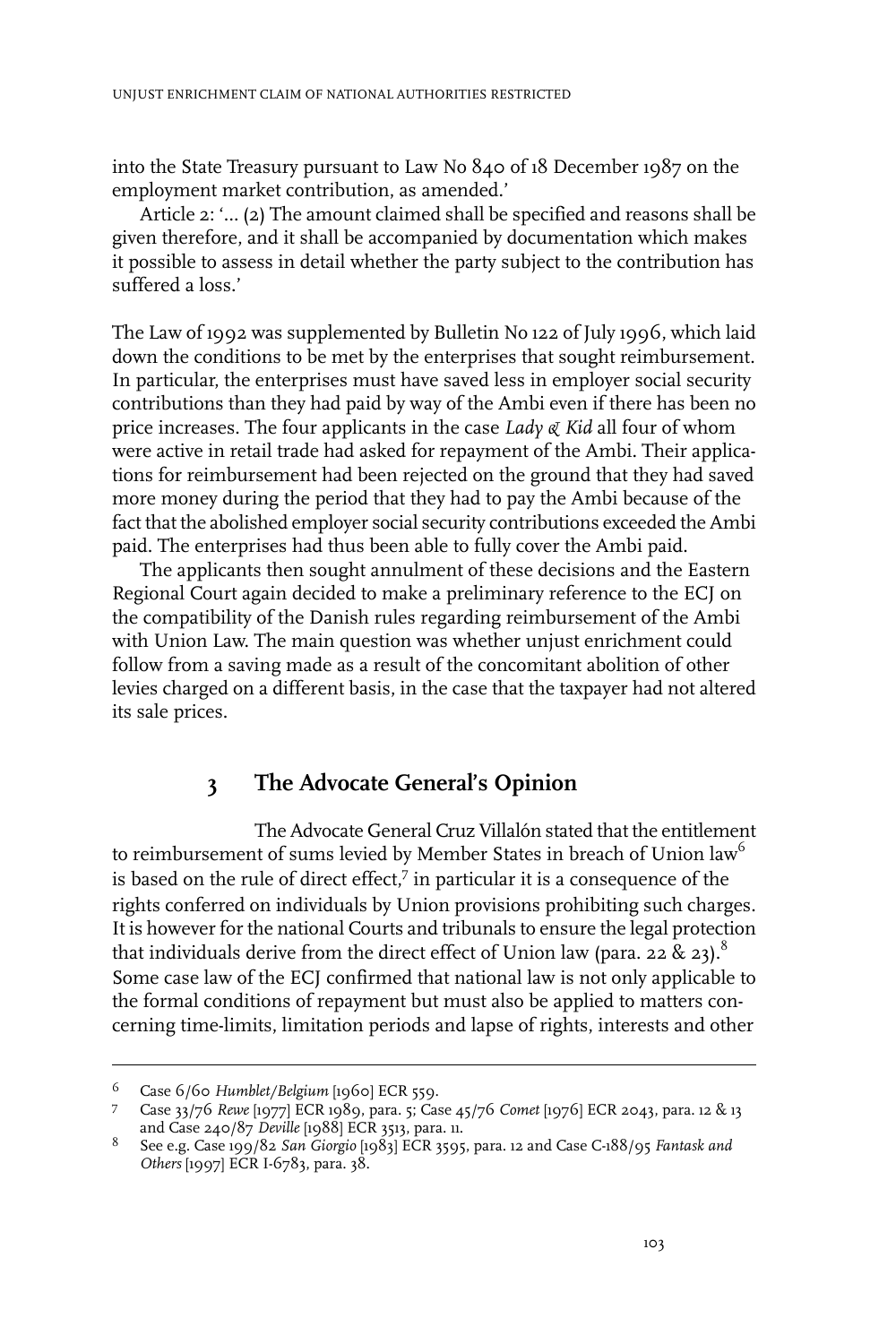into the State Treasury pursuant to Law No 840 of 18 December 1987 on the employment market contribution, as amended.'

Article 2: '… (2) The amount claimed shall be specified and reasons shall be given therefore, and it shall be accompanied by documentation which makes it possible to assess in detail whether the party subject to the contribution has suffered a loss.'

The Law of 1992 was supplemented by Bulletin No 122 of July 1996, which laid down the conditions to be met by the enterprises that sought reimbursement. In particular, the enterprises must have saved less in employer social security contributions than they had paid by way of the Ambi even if there has been no price increases. The four applicants in the case *Lady & Kid* all four of whom were active in retail trade had asked for repayment of the Ambi. Their applications for reimbursement had been rejected on the ground that they had saved more money during the period that they had to pay the Ambi because of the fact that the abolished employer social security contributions exceeded the Ambi paid. The enterprises had thus been able to fully cover the Ambi paid.

The applicants then sought annulment of these decisions and the Eastern Regional Court again decided to make a preliminary reference to the ECJ on the compatibility of the Danish rules regarding reimbursement of the Ambi with Union Law. The main question was whether unjust enrichment could follow from a saving made as a result of the concomitant abolition of other levies charged on a different basis, in the case that the taxpayer had not altered its sale prices.

## 3 The Advocate General's Opinion

The Advocate General Cruz Villalón stated that the entitlement to reimbursement of sums levied by Member States in breach of Union law[6] is based on the rule of direct effect,[7] in particular it is a consequence of the rights conferred on individuals by Union provisions prohibiting such charges. It is however for the national Courts and tribunals to ensure the legal protection that individuals derive from the direct effect of Union law (para. 22 & 23).[8] Some case law of the ECJ confirmed that national law is not only applicable to the formal conditions of repayment but must also be applied to matters concerning time-limits, limitation periods and lapse of rights, interests and other

---

6 Case 6/60 *Humblet/Belgium* [1960] ECR 559.

7 Case 33/76 *Rewe* [1977] ECR 1989, para. 5; Case 45/76 *Comet* [1976] ECR 2043, para. 12 & 13 and Case 240/87 *Deville* [1988] ECR 3513, para. 11.

8 See e.g. Case 199/82 *San Giorgio* [1983] ECR 3595, para. 12 and Case C-188/95 *Fantask and Others* [1997] ECR I-6783, para. 38.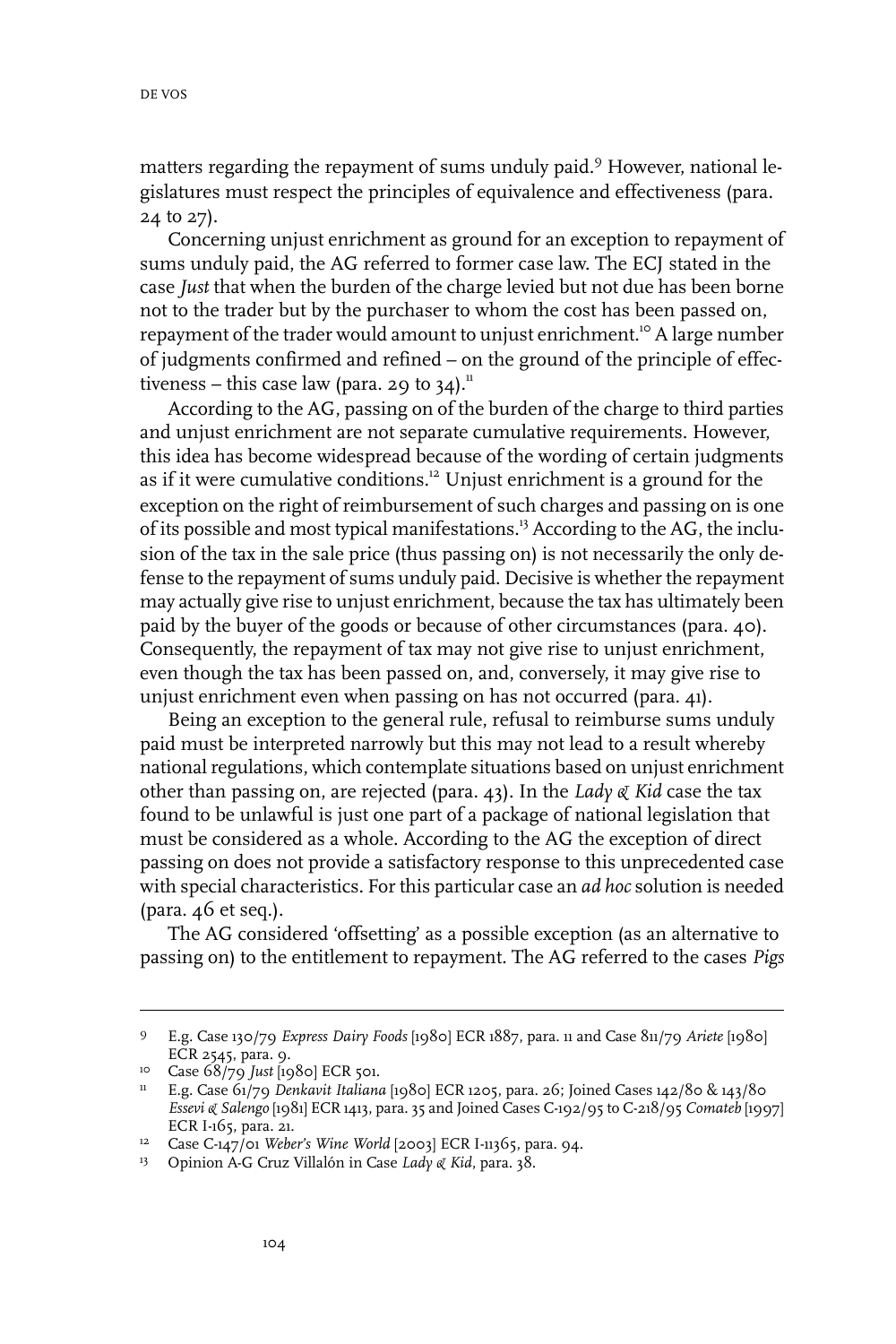matters regarding the repayment of sums unduly paid.[9] However, national legislatures must respect the principles of equivalence and effectiveness (para. 24 to 27).

Concerning unjust enrichment as ground for an exception to repayment of sums unduly paid, the AG referred to former case law. The ECJ stated in the case *Just* that when the burden of the charge levied but not due has been borne not to the trader but by the purchaser to whom the cost has been passed on, repayment of the trader would amount to unjust enrichment.[10] A large number of judgments confirmed and refined – on the ground of the principle of effectiveness – this case law (para. 29 to 34).[11]

According to the AG, passing on of the burden of the charge to third parties and unjust enrichment are not separate cumulative requirements. However, this idea has become widespread because of the wording of certain judgments as if it were cumulative conditions.[12] Unjust enrichment is a ground for the exception on the right of reimbursement of such charges and passing on is one of its possible and most typical manifestations.[13] According to the AG, the inclusion of the tax in the sale price (thus passing on) is not necessarily the only defense to the repayment of sums unduly paid. Decisive is whether the repayment may actually give rise to unjust enrichment, because the tax has ultimately been paid by the buyer of the goods or because of other circumstances (para. 40). Consequently, the repayment of tax may not give rise to unjust enrichment, even though the tax has been passed on, and, conversely, it may give rise to unjust enrichment even when passing on has not occurred (para. 41).

Being an exception to the general rule, refusal to reimburse sums unduly paid must be interpreted narrowly but this may not lead to a result whereby national regulations, which contemplate situations based on unjust enrichment other than passing on, are rejected (para. 43). In the *Lady & Kid* case the tax found to be unlawful is just one part of a package of national legislation that must be considered as a whole. According to the AG the exception of direct passing on does not provide a satisfactory response to this unprecedented case with special characteristics. For this particular case an *ad hoc* solution is needed (para. 46 et seq.).

The AG considered 'offsetting' as a possible exception (as an alternative to passing on) to the entitlement to repayment. The AG referred to the cases *Pigs*

---

9 E.g. Case 130/79 *Express Dairy Foods* [1980] ECR 1887, para. 11 and Case 811/79 *Ariete* [1980] ECR 2545, para. 9.

10 Case 68/79 *Just* [1980] ECR 501.

11 E.g. Case 61/79 *Denkavit Italiana* [1980] ECR 1205, para. 26; Joined Cases 142/80 & 143/80 *Essevi & Salengo* [1981] ECR 1413, para. 35 and Joined Cases C-192/95 to C-218/95 *Comateb* [1997] ECR I-165, para. 21.

12 Case C-147/01 *Weber's Wine World* [2003] ECR I-11365, para. 94.

13 Opinion A-G Cruz Villalón in Case *Lady & Kid*, para. 38.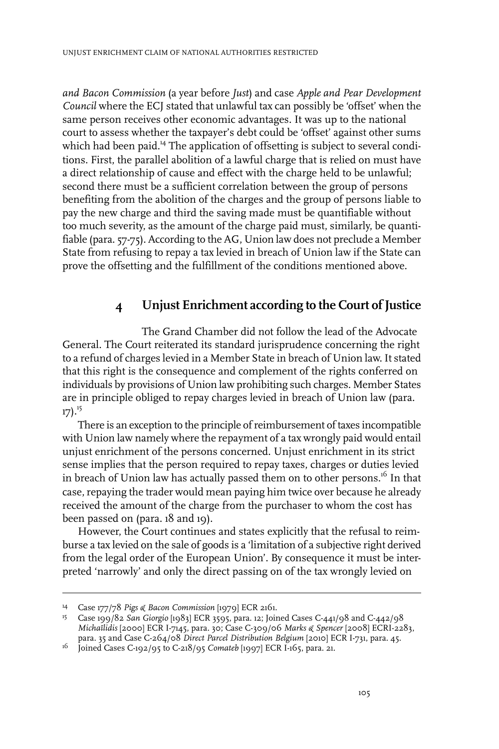*and Bacon Commission* (a year before *Just*) and case *Apple and Pear Development Council* where the ECJ stated that unlawful tax can possibly be 'offset' when the same person receives other economic advantages. It was up to the national court to assess whether the taxpayer's debt could be 'offset' against other sums which had been paid.[14] The application of offsetting is subject to several conditions. First, the parallel abolition of a lawful charge that is relied on must have a direct relationship of cause and effect with the charge held to be unlawful; second there must be a sufficient correlation between the group of persons benefiting from the abolition of the charges and the group of persons liable to pay the new charge and third the saving made must be quantifiable without too much severity, as the amount of the charge paid must, similarly, be quantifiable (para. 57-75). According to the AG, Union law does not preclude a Member State from refusing to repay a tax levied in breach of Union law if the State can prove the offsetting and the fulfillment of the conditions mentioned above.

## 4 Unjust Enrichment according to the Court of Justice

The Grand Chamber did not follow the lead of the Advocate General. The Court reiterated its standard jurisprudence concerning the right to a refund of charges levied in a Member State in breach of Union law. It stated that this right is the consequence and complement of the rights conferred on individuals by provisions of Union law prohibiting such charges. Member States are in principle obliged to repay charges levied in breach of Union law (para. 17).[15]

There is an exception to the principle of reimbursement of taxes incompatible with Union law namely where the repayment of a tax wrongly paid would entail unjust enrichment of the persons concerned. Unjust enrichment in its strict sense implies that the person required to repay taxes, charges or duties levied in breach of Union law has actually passed them on to other persons.[16] In that case, repaying the trader would mean paying him twice over because he already received the amount of the charge from the purchaser to whom the cost has been passed on (para. 18 and 19).

However, the Court continues and states explicitly that the refusal to reimburse a tax levied on the sale of goods is a 'limitation of a subjective right derived from the legal order of the European Union'. By consequence it must be interpreted 'narrowly' and only the direct passing on of the tax wrongly levied on

---

14 Case 177/78 *Pigs & Bacon Commission* [1979] ECR 2161.

15 Case 199/82 *San Giorgio* [1983] ECR 3595, para. 12; Joined Cases C-441/98 and C-442/98 *Michaïlidis* [2000] ECR I-7145, para. 30; Case C-309/06 *Marks & Spencer* [2008] ECRI-2283, para. 35 and Case C-264/08 *Direct Parcel Distribution Belgium* [2010] ECR I-731, para. 45.

16 Joined Cases C-192/95 to C-218/95 *Comateb* [1997] ECR I-165, para. 21.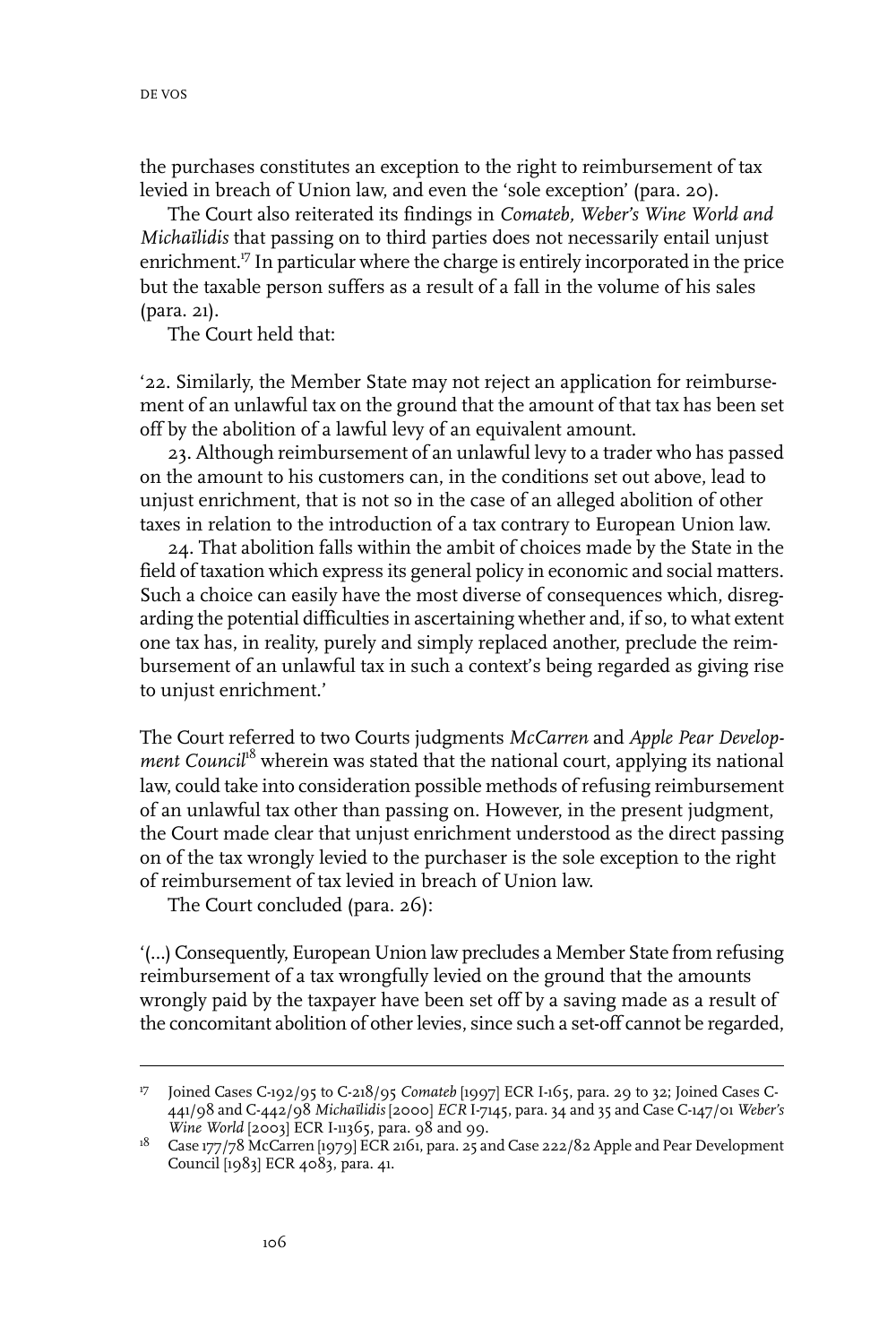the purchases constitutes an exception to the right to reimbursement of tax levied in breach of Union law, and even the 'sole exception' (para. 20).

The Court also reiterated its findings in *Comateb, Weber's Wine World and Michaïlidis* that passing on to third parties does not necessarily entail unjust enrichment.[17] In particular where the charge is entirely incorporated in the price but the taxable person suffers as a result of a fall in the volume of his sales (para. 21).

The Court held that:

'22. Similarly, the Member State may not reject an application for reimbursement of an unlawful tax on the ground that the amount of that tax has been set off by the abolition of a lawful levy of an equivalent amount.

23. Although reimbursement of an unlawful levy to a trader who has passed on the amount to his customers can, in the conditions set out above, lead to unjust enrichment, that is not so in the case of an alleged abolition of other taxes in relation to the introduction of a tax contrary to European Union law.

24. That abolition falls within the ambit of choices made by the State in the field of taxation which express its general policy in economic and social matters. Such a choice can easily have the most diverse of consequences which, disregarding the potential difficulties in ascertaining whether and, if so, to what extent one tax has, in reality, purely and simply replaced another, preclude the reimbursement of an unlawful tax in such a context's being regarded as giving rise to unjust enrichment.'

The Court referred to two Courts judgments *McCarren* and *Apple Pear Development Council*[18] wherein was stated that the national court, applying its national law, could take into consideration possible methods of refusing reimbursement of an unlawful tax other than passing on. However, in the present judgment, the Court made clear that unjust enrichment understood as the direct passing on of the tax wrongly levied to the purchaser is the sole exception to the right of reimbursement of tax levied in breach of Union law.

The Court concluded (para. 26):

'(…) Consequently, European Union law precludes a Member State from refusing reimbursement of a tax wrongfully levied on the ground that the amounts wrongly paid by the taxpayer have been set off by a saving made as a result of the concomitant abolition of other levies, since such a set-off cannot be regarded,

---

17 Joined Cases C-192/95 to C-218/95 *Comateb* [1997] ECR I-165, para. 29 to 32; Joined Cases C-441/98 and C-442/98 *Michaïlidis* [2000] *ECR* I-7145, para. 34 and 35 and Case C-147/01 *Weber's Wine World* [2003] ECR I-11365, para. 98 and 99.

18 Case 177/78 McCarren [1979] ECR 2161, para. 25 and Case 222/82 Apple and Pear Development Council [1983] ECR 4083, para. 41.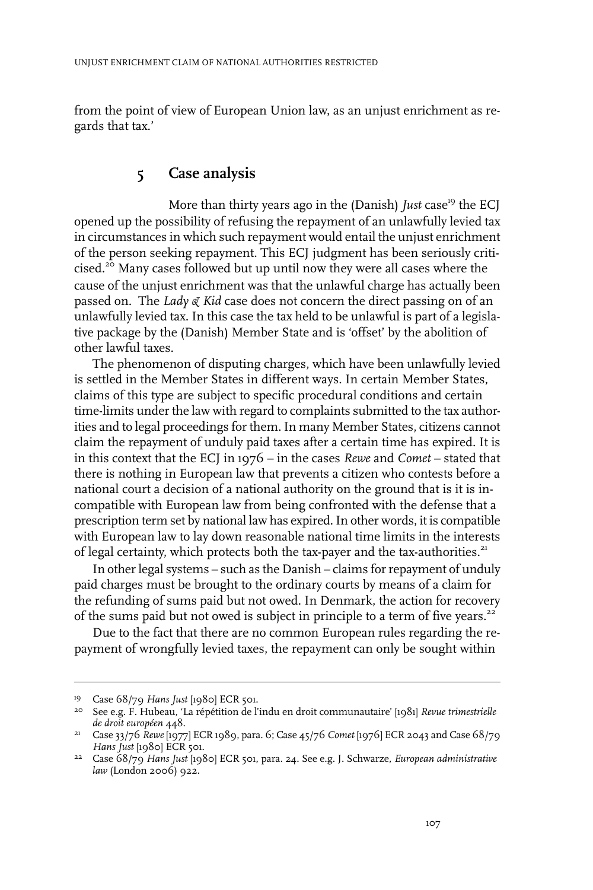from the point of view of European Union law, as an unjust enrichment as regards that tax.'

## 5 Case analysis

More than thirty years ago in the (Danish) *Just* case[19] the ECJ opened up the possibility of refusing the repayment of an unlawfully levied tax in circumstances in which such repayment would entail the unjust enrichment of the person seeking repayment. This ECJ judgment has been seriously criticised.[20] Many cases followed but up until now they were all cases where the cause of the unjust enrichment was that the unlawful charge has actually been passed on. The *Lady & Kid* case does not concern the direct passing on of an unlawfully levied tax. In this case the tax held to be unlawful is part of a legislative package by the (Danish) Member State and is 'offset' by the abolition of other lawful taxes.

The phenomenon of disputing charges, which have been unlawfully levied is settled in the Member States in different ways. In certain Member States, claims of this type are subject to specific procedural conditions and certain time-limits under the law with regard to complaints submitted to the tax authorities and to legal proceedings for them. In many Member States, citizens cannot claim the repayment of unduly paid taxes after a certain time has expired. It is in this context that the ECJ in 1976 – in the cases *Rewe* and *Comet* – stated that there is nothing in European law that prevents a citizen who contests before a national court a decision of a national authority on the ground that is it is incompatible with European law from being confronted with the defense that a prescription term set by national law has expired. In other words, it is compatible with European law to lay down reasonable national time limits in the interests of legal certainty, which protects both the tax-payer and the tax-authorities.[21]

In other legal systems – such as the Danish – claims for repayment of unduly paid charges must be brought to the ordinary courts by means of a claim for the refunding of sums paid but not owed. In Denmark, the action for recovery of the sums paid but not owed is subject in principle to a term of five years.[22]

Due to the fact that there are no common European rules regarding the repayment of wrongfully levied taxes, the repayment can only be sought within

---

19 Case 68/79 *Hans Just* [1980] ECR 501.

20 See e.g. F. Hubeau, 'La répétition de l'indu en droit communautaire' [1981] *Revue trimestrielle de droit européen* 448.

21 Case 33/76 *Rewe* [1977] ECR 1989, para. 6; Case 45/76 *Comet* [1976] ECR 2043 and Case 68/79 *Hans Just* [1980] ECR 501.

22 Case 68/79 *Hans Just* [1980] ECR 501, para. 24. See e.g. J. Schwarze, *European administrative law* (London 2006) 922.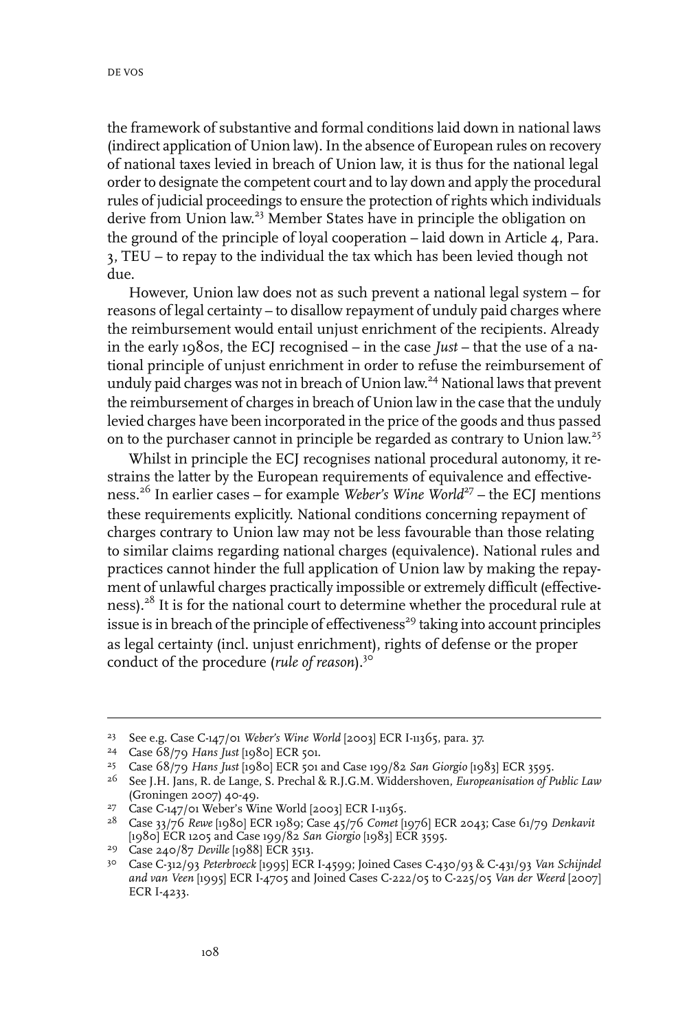the framework of substantive and formal conditions laid down in national laws (indirect application of Union law). In the absence of European rules on recovery of national taxes levied in breach of Union law, it is thus for the national legal order to designate the competent court and to lay down and apply the procedural rules of judicial proceedings to ensure the protection of rights which individuals derive from Union law.[23] Member States have in principle the obligation on the ground of the principle of loyal cooperation – laid down in Article 4, Para. 3, TEU – to repay to the individual the tax which has been levied though not due.

However, Union law does not as such prevent a national legal system – for reasons of legal certainty – to disallow repayment of unduly paid charges where the reimbursement would entail unjust enrichment of the recipients. Already in the early 1980s, the ECJ recognised – in the case *Just* – that the use of a national principle of unjust enrichment in order to refuse the reimbursement of unduly paid charges was not in breach of Union law.[24] National laws that prevent the reimbursement of charges in breach of Union law in the case that the unduly levied charges have been incorporated in the price of the goods and thus passed on to the purchaser cannot in principle be regarded as contrary to Union law.[25]

Whilst in principle the ECJ recognises national procedural autonomy, it restrains the latter by the European requirements of equivalence and effectiveness.[26] In earlier cases – for example *Weber's Wine World*[27] – the ECJ mentions these requirements explicitly. National conditions concerning repayment of charges contrary to Union law may not be less favourable than those relating to similar claims regarding national charges (equivalence). National rules and practices cannot hinder the full application of Union law by making the repayment of unlawful charges practically impossible or extremely difficult (effectiveness).[28] It is for the national court to determine whether the procedural rule at issue is in breach of the principle of effectiveness[29] taking into account principles as legal certainty (incl. unjust enrichment), rights of defense or the proper conduct of the procedure (*rule of reason*).[30]

---

[23] See e.g. Case C-147/01 *Weber's Wine World* [2003] ECR I-11365, para. 37.

[24] Case 68/79 *Hans Just* [1980] ECR 501.

[25] Case 68/79 *Hans Just* [1980] ECR 501 and Case 199/82 *San Giorgio* [1983] ECR 3595.

[26] See J.H. Jans, R. de Lange, S. Prechal & R.J.G.M. Widdershoven, *Europeanisation of Public Law* (Groningen 2007) 40-49.

[27] Case C-147/01 Weber's Wine World [2003] ECR I-11365.

[28] Case 33/76 *Rewe* [1980] ECR 1989; Case 45/76 *Comet* [1976] ECR 2043; Case 61/79 *Denkavit* [1980] ECR 1205 and Case 199/82 *San Giorgio* [1983] ECR 3595.

[29] Case 240/87 *Deville* [1988] ECR 3513.

[30] Case C-312/93 *Peterbroeck* [1995] ECR I-4599; Joined Cases C-430/93 & C-431/93 *Van Schijndel and van Veen* [1995] ECR I-4705 and Joined Cases C-222/05 to C-225/05 *Van der Weerd* [2007] ECR I-4233.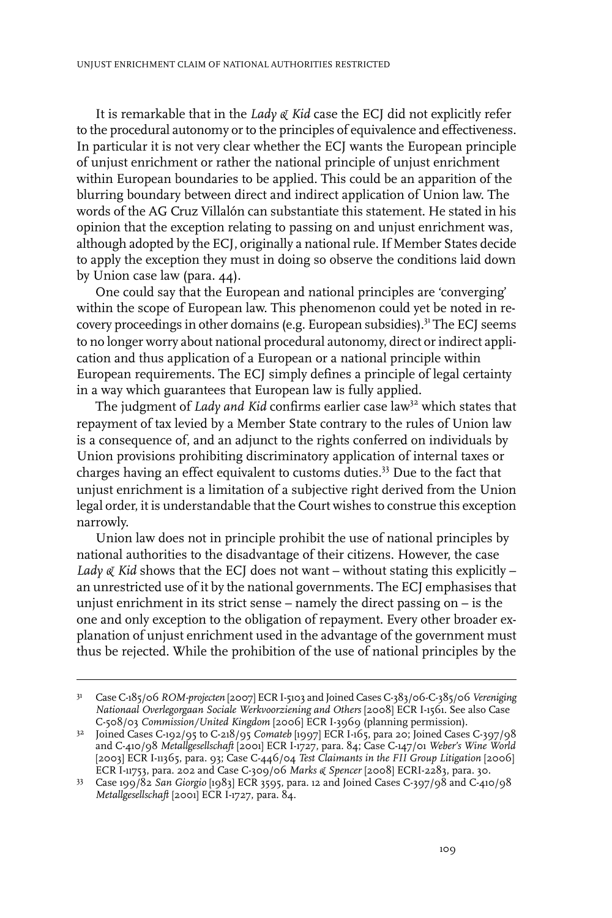It is remarkable that in the *Lady & Kid* case the ECJ did not explicitly refer to the procedural autonomy or to the principles of equivalence and effectiveness. In particular it is not very clear whether the ECJ wants the European principle of unjust enrichment or rather the national principle of unjust enrichment within European boundaries to be applied. This could be an apparition of the blurring boundary between direct and indirect application of Union law. The words of the AG Cruz Villalón can substantiate this statement. He stated in his opinion that the exception relating to passing on and unjust enrichment was, although adopted by the ECJ, originally a national rule. If Member States decide to apply the exception they must in doing so observe the conditions laid down by Union case law (para. 44).

One could say that the European and national principles are 'converging' within the scope of European law. This phenomenon could yet be noted in recovery proceedings in other domains (e.g. European subsidies).[31] The ECJ seems to no longer worry about national procedural autonomy, direct or indirect application and thus application of a European or a national principle within European requirements. The ECJ simply defines a principle of legal certainty in a way which guarantees that European law is fully applied.

The judgment of *Lady and Kid* confirms earlier case law[32] which states that repayment of tax levied by a Member State contrary to the rules of Union law is a consequence of, and an adjunct to the rights conferred on individuals by Union provisions prohibiting discriminatory application of internal taxes or charges having an effect equivalent to customs duties.[33] Due to the fact that unjust enrichment is a limitation of a subjective right derived from the Union legal order, it is understandable that the Court wishes to construe this exception narrowly.

Union law does not in principle prohibit the use of national principles by national authorities to the disadvantage of their citizens. However, the case *Lady & Kid* shows that the ECJ does not want – without stating this explicitly – an unrestricted use of it by the national governments. The ECJ emphasises that unjust enrichment in its strict sense – namely the direct passing on – is the one and only exception to the obligation of repayment. Every other broader explanation of unjust enrichment used in the advantage of the government must thus be rejected. While the prohibition of the use of national principles by the

---

[31] Case C-185/06 *ROM-projecten* [2007] ECR I-5103 and Joined Cases C-383/06-C-385/06 *Vereniging Nationaal Overlegorgaan Sociale Werkvoorziening and Others* [2008] ECR I-1561. See also Case C-508/03 *Commission/United Kingdom* [2006] ECR I-3969 (planning permission).

[32] Joined Cases C-192/95 to C-218/95 *Comateb* [1997] ECR I-165, para 20; Joined Cases C-397/98 and C-410/98 *Metallgesellschaft* [2001] ECR I-1727, para. 84; Case C-147/01 *Weber's Wine World* [2003] ECR I-11365, para. 93; Case C-446/04 *Test Claimants in the FII Group Litigation* [2006] ECR I-11753, para. 202 and Case C-309/06 *Marks & Spencer* [2008] ECRI-2283, para. 30.

[33] Case 199/82 *San Giorgio* [1983] ECR 3595, para. 12 and Joined Cases C-397/98 and C-410/98 *Metallgesellschaft* [2001] ECR I-1727, para. 84.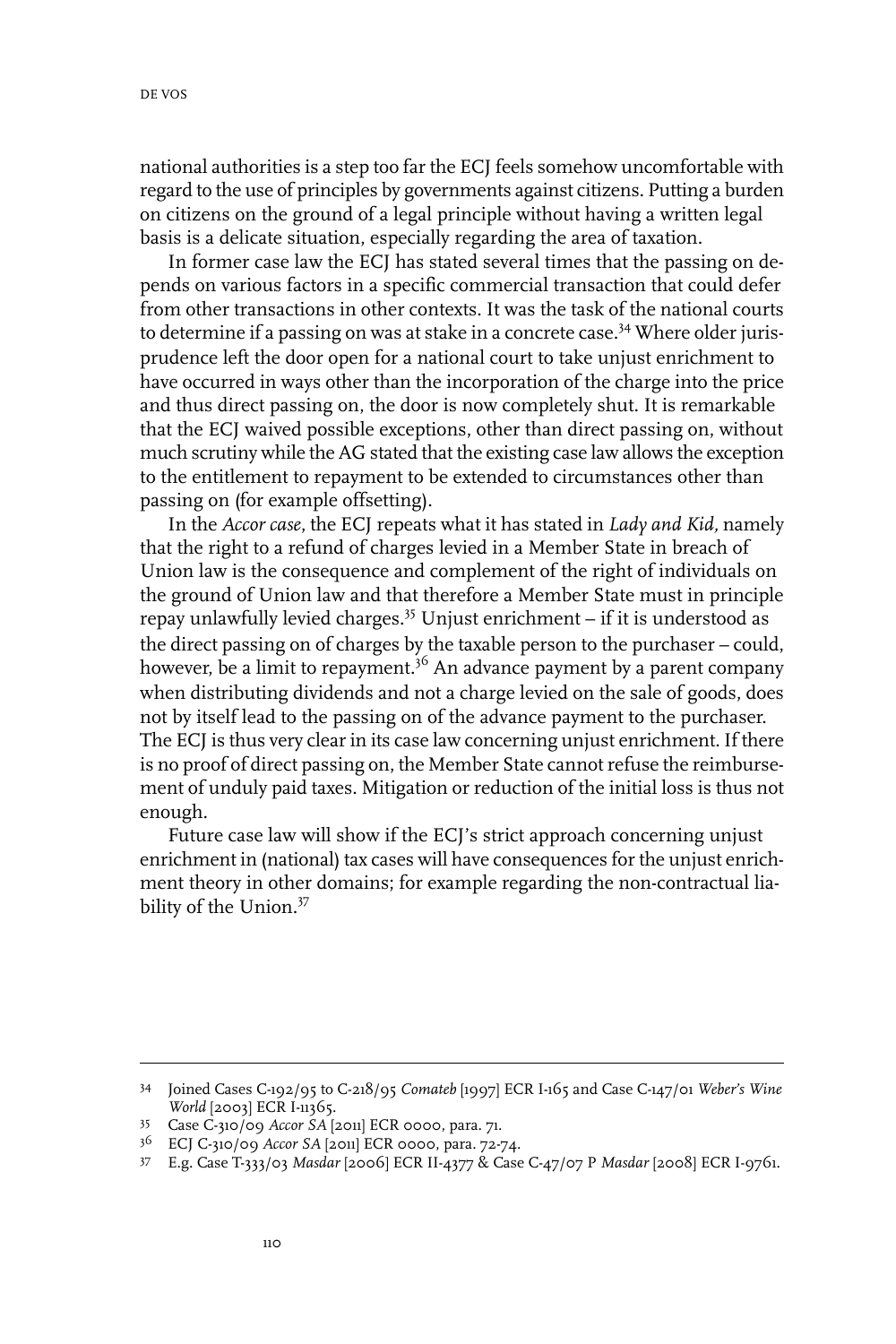national authorities is a step too far the ECJ feels somehow uncomfortable with regard to the use of principles by governments against citizens. Putting a burden on citizens on the ground of a legal principle without having a written legal basis is a delicate situation, especially regarding the area of taxation.

In former case law the ECJ has stated several times that the passing on depends on various factors in a specific commercial transaction that could defer from other transactions in other contexts. It was the task of the national courts to determine if a passing on was at stake in a concrete case.[34] Where older jurisprudence left the door open for a national court to take unjust enrichment to have occurred in ways other than the incorporation of the charge into the price and thus direct passing on, the door is now completely shut. It is remarkable that the ECJ waived possible exceptions, other than direct passing on, without much scrutiny while the AG stated that the existing case law allows the exception to the entitlement to repayment to be extended to circumstances other than passing on (for example offsetting).

In the *Accor case*, the ECJ repeats what it has stated in *Lady and Kid,* namely that the right to a refund of charges levied in a Member State in breach of Union law is the consequence and complement of the right of individuals on the ground of Union law and that therefore a Member State must in principle repay unlawfully levied charges.[35] Unjust enrichment – if it is understood as the direct passing on of charges by the taxable person to the purchaser – could, however, be a limit to repayment.[36] An advance payment by a parent company when distributing dividends and not a charge levied on the sale of goods, does not by itself lead to the passing on of the advance payment to the purchaser. The ECJ is thus very clear in its case law concerning unjust enrichment. If there is no proof of direct passing on, the Member State cannot refuse the reimbursement of unduly paid taxes. Mitigation or reduction of the initial loss is thus not enough.

Future case law will show if the ECJ's strict approach concerning unjust enrichment in (national) tax cases will have consequences for the unjust enrichment theory in other domains; for example regarding the non-contractual liability of the Union.[37]

---

34 Joined Cases C-192/95 to C-218/95 *Comateb* [1997] ECR I-165 and Case C-147/01 *Weber's Wine World* [2003] ECR I-11365.

35 Case C-310/09 *Accor SA* [2011] ECR 0000, para. 71.

36 ECJ C-310/09 *Accor SA* [2011] ECR 0000, para. 72-74.

37 E.g. Case T-333/03 *Masdar* [2006] ECR II-4377 & Case C-47/07 P *Masdar* [2008] ECR I-9761.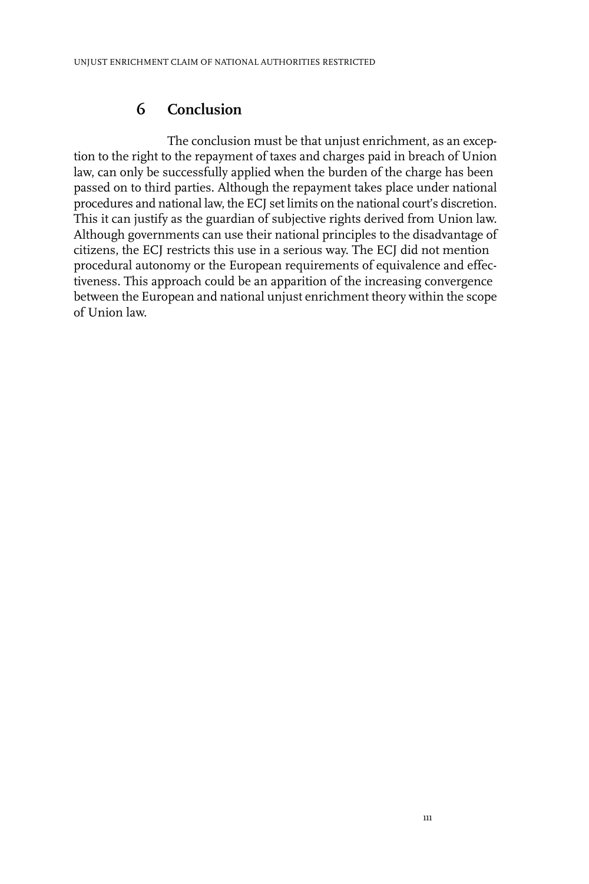## 6 Conclusion

The conclusion must be that unjust enrichment, as an exception to the right to the repayment of taxes and charges paid in breach of Union law, can only be successfully applied when the burden of the charge has been passed on to third parties. Although the repayment takes place under national procedures and national law, the ECJ set limits on the national court's discretion. This it can justify as the guardian of subjective rights derived from Union law. Although governments can use their national principles to the disadvantage of citizens, the ECJ restricts this use in a serious way. The ECJ did not mention procedural autonomy or the European requirements of equivalence and effectiveness. This approach could be an apparition of the increasing convergence between the European and national unjust enrichment theory within the scope of Union law.